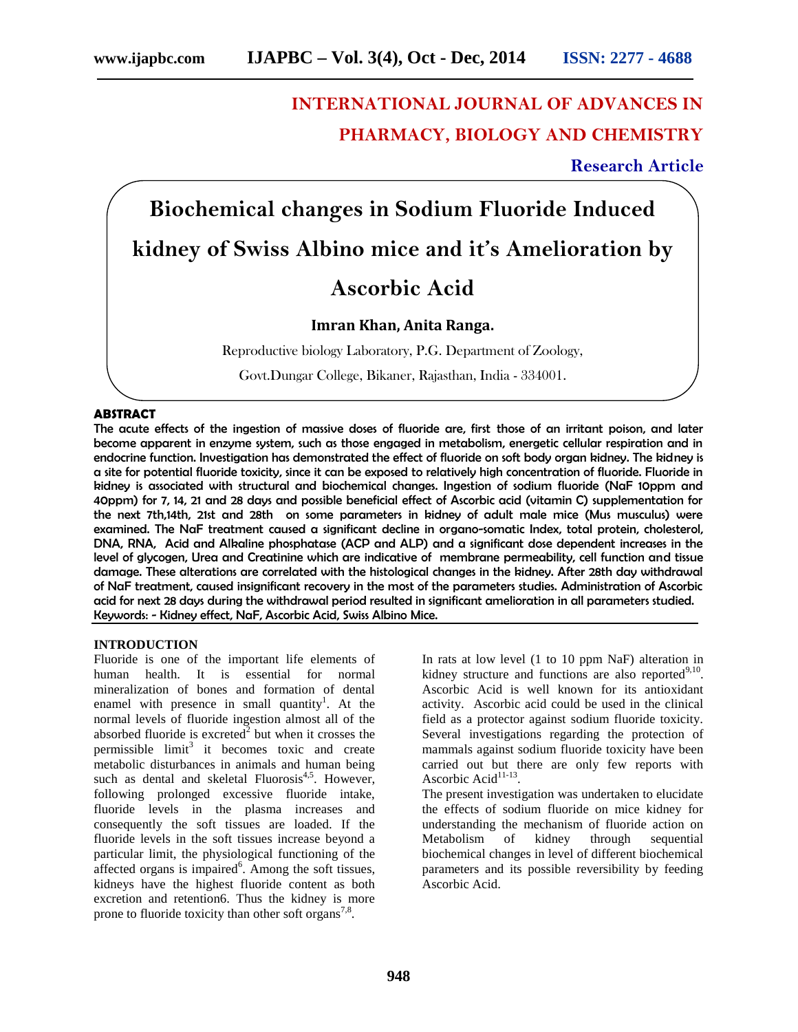# INTERNATIONAL JOURNAL OF ADVANCES IN PHARMACY, BIOLOGY AND CHEMISTRY

**Research Article**

# Biochemical changes in Sodium Fluoride Induced kidney of Swiss Albino mice and it's Amelioration by Ascorbic Acid

**Imran Khan, Anita Ranga.**

Reproductive biology Laboratory, P.G. Department of Zoology,

Govt.Dungar College, Bikaner, Rajasthan, India - 334001.

## ABSTRACT

The acute effects of the ingestion of massive doses of fluoride are, first those of an irritant poison, and later become apparent in enzyme system, such as those engaged in metabolism, energetic cellular respiration and in endocrine function. Investigation has demonstrated the effect of fluoride on soft body organ kidney. The kidney is a site for potential fluoride toxicity, since it can be exposed to relatively high concentration of fluoride. Fluoride in kidney is associated with structural and biochemical changes. Ingestion of sodium fluoride (NaF 10ppm and 40ppm) for 7, 14, 21 and 28 days and possible beneficial effect of Ascorbic acid (vitamin C) supplementation for the next 7th,14th, 21st and 28th on some parameters in kidney of adult male mice (Mus musculus) were examined. The NaF treatment caused a significant decline in organo-somatic Index, total protein, cholesterol, DNA, RNA, Acid and Alkaline phosphatase (ACP and ALP) and a significant dose dependent increases in the level of glycogen, Urea and Creatinine which are indicative of membrane permeability, cell function and tissue damage. These alterations are correlated with the histological changes in the kidney. After 28th day withdrawal of NaF treatment, caused insignificant recovery in the most of the parameters studies. Administration of Ascorbic acid for next 28 days during the withdrawal period resulted in significant amelioration in all parameters studied.

Keywords: - Kidney effect, NaF, Ascorbic Acid, Swiss Albino Mice.

## INTRODUCTION

Fluoride is one of the important life elements of human health. It is essential for normal mineralization of bones and formation of dental enamel with presence in small quantity[1]. At the normal levels of fluoride ingestion almost all of the absorbed fluoride is excreted[2] but when it crosses the permissible limit[3] it becomes toxic and create metabolic disturbances in animals and human being such as dental and skeletal Fluorosis[4,5]. However, following prolonged excessive fluoride intake, fluoride levels in the plasma increases and consequently the soft tissues are loaded. If the fluoride levels in the soft tissues increase beyond a particular limit, the physiological functioning of the affected organs is impaired[6]. Among the soft tissues, kidneys have the highest fluoride content as both excretion and retention6. Thus the kidney is more prone to fluoride toxicity than other soft organs[7,8].

In rats at low level (1 to 10 ppm NaF) alteration in kidney structure and functions are also reported[9,10]. Ascorbic Acid is well known for its antioxidant activity. Ascorbic acid could be used in the clinical field as a protector against sodium fluoride toxicity. Several investigations regarding the protection of mammals against sodium fluoride toxicity have been carried out but there are only few reports with Ascorbic Acid[11-13].

The present investigation was undertaken to elucidate the effects of sodium fluoride on mice kidney for understanding the mechanism of fluoride action on Metabolism of kidney through sequential biochemical changes in level of different biochemical parameters and its possible reversibility by feeding Ascorbic Acid.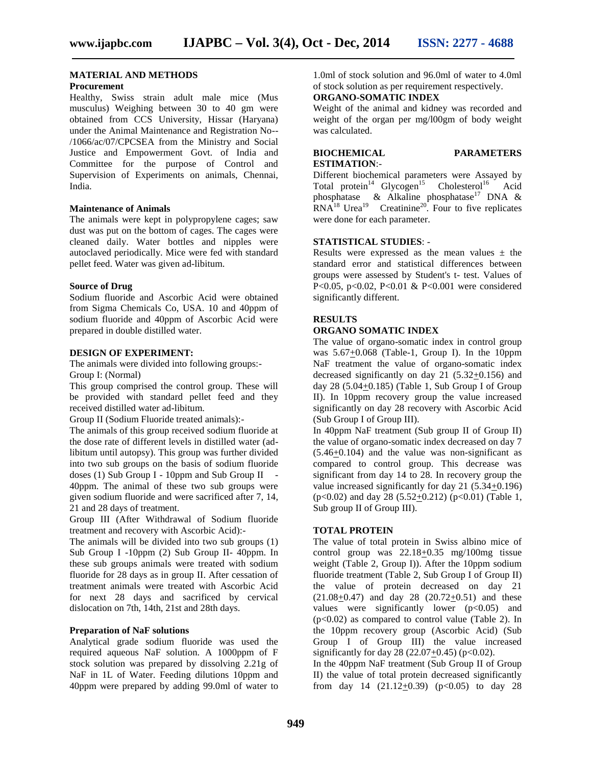## MATERIAL AND METHODS

### Procurement

Healthy, Swiss strain adult male mice (Mus musculus) Weighing between 30 to 40 gm were obtained from CCS University, Hissar (Haryana) under the Animal Maintenance and Registration No--/1066/ac/07/CPCSEA from the Ministry and Social Justice and Empowerment Govt. of India and Committee for the purpose of Control and Supervision of Experiments on animals, Chennai, India.

### Maintenance of Animals

The animals were kept in polypropylene cages; saw dust was put on the bottom of cages. The cages were cleaned daily. Water bottles and nipples were autoclaved periodically. Mice were fed with standard pellet feed. Water was given ad-libitum.

### Source of Drug

Sodium fluoride and Ascorbic Acid were obtained from Sigma Chemicals Co, USA. 10 and 40ppm of sodium fluoride and 40ppm of Ascorbic Acid were prepared in double distilled water.

### DESIGN OF EXPERIMENT:

The animals were divided into following groups:-

Group I: (Normal)

This group comprised the control group. These will be provided with standard pellet feed and they received distilled water ad-libitum.

Group II (Sodium Fluoride treated animals):-

The animals of this group received sodium fluoride at the dose rate of different levels in distilled water (ad-libitum until autopsy). This group was further divided into two sub groups on the basis of sodium fluoride doses (1) Sub Group I - 10ppm and Sub Group II - 40ppm. The animal of these two sub groups were given sodium fluoride and were sacrificed after 7, 14, 21 and 28 days of treatment.

Group III (After Withdrawal of Sodium fluoride treatment and recovery with Ascorbic Acid):-

The animals will be divided into two sub groups (1) Sub Group I -10ppm (2) Sub Group II- 40ppm. In these sub groups animals were treated with sodium fluoride for 28 days as in group II. After cessation of treatment animals were treated with Ascorbic Acid for next 28 days and sacrificed by cervical dislocation on 7th, 14th, 21st and 28th days.

### Preparation of NaF solutions

Analytical grade sodium fluoride was used the required aqueous NaF solution. A 1000ppm of F stock solution was prepared by dissolving 2.21g of NaF in 1L of Water. Feeding dilutions 10ppm and 40ppm were prepared by adding 99.0ml of water to 1.0ml of stock solution and 96.0ml of water to 4.0ml of stock solution as per requirement respectively.

### ORGANO-SOMATIC INDEX

Weight of the animal and kidney was recorded and weight of the organ per mg/l00gm of body weight was calculated.

### BIOCHEMICAL PARAMETERS ESTIMATION:-

Different biochemical parameters were Assayed by Total protein[14] Glycogen[15] Cholesterol[16] Acid phosphatase & Alkaline phosphatase[17] DNA & RNA[18] Urea[19] Creatinine[20]. Four to five replicates were done for each parameter.

### STATISTICAL STUDIES: -

Results were expressed as the mean values ± the standard error and statistical differences between groups were assessed by Student's t- test. Values of P<0.05, p<0.02, P<0.01 & P<0.001 were considered significantly different.

## RESULTS

### ORGANO SOMATIC INDEX

The value of organo-somatic index in control group was 5.67±0.068 (Table-1, Group I). In the 10ppm NaF treatment the value of organo-somatic index decreased significantly on day 21 (5.32±0.156) and day 28 (5.04±0.185) (Table 1, Sub Group I of Group II). In 10ppm recovery group the value increased significantly on day 28 recovery with Ascorbic Acid (Sub Group I of Group III).

In 40ppm NaF treatment (Sub group II of Group II) the value of organo-somatic index decreased on day 7 (5.46±0.104) and the value was non-significant as compared to control group. This decrease was significant from day 14 to 28. In recovery group the value increased significantly for day 21 (5.34±0.196) (p<0.02) and day 28 (5.52±0.212) (p<0.01) (Table 1, Sub group II of Group III).

### TOTAL PROTEIN

The value of total protein in Swiss albino mice of control group was 22.18±0.35 mg/100mg tissue weight (Table 2, Group I)). After the 10ppm sodium fluoride treatment (Table 2, Sub Group I of Group II) the value of protein decreased on day 21 (21.08±0.47) and day 28 (20.72±0.51) and these values were significantly lower (p<0.05) and (p<0.02) as compared to control value (Table 2). In the 10ppm recovery group (Ascorbic Acid) (Sub Group I of Group III) the value increased significantly for day 28 (22.07±0.45) (p<0.02).

In the 40ppm NaF treatment (Sub Group II of Group II) the value of total protein decreased significantly from day 14 (21.12±0.39) (p<0.05) to day 28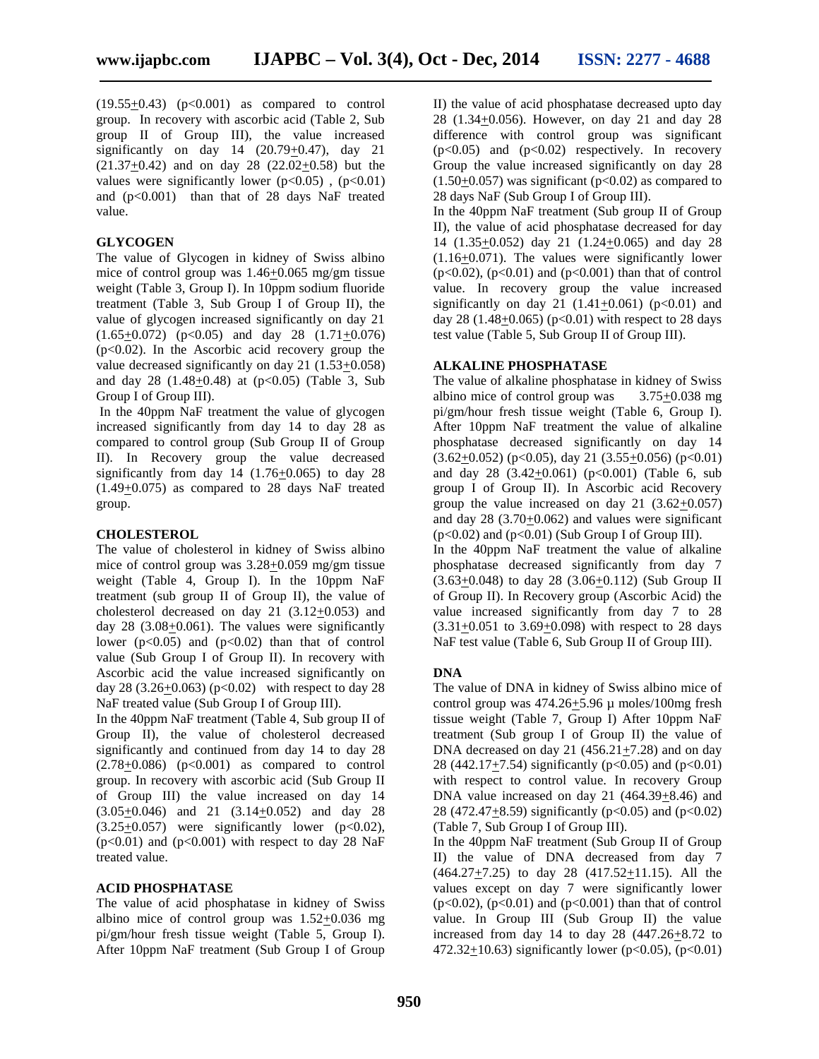(19.55±0.43) ($p<0.001$) as compared to control group. In recovery with ascorbic acid (Table 2, Sub group II of Group III), the value increased significantly on day 14 (20.79±0.47), day 21 (21.37±0.42) and on day 28 (22.02±0.58) but the values were significantly lower ($p<0.05$), ($p<0.01$) and ($p<0.001$) than that of 28 days NaF treated value.

### GLYCOGEN

The value of Glycogen in kidney of Swiss albino mice of control group was 1.46±0.065 mg/gm tissue weight (Table 3, Group I). In 10ppm sodium fluoride treatment (Table 3, Sub Group I of Group II), the value of glycogen increased significantly on day 21 (1.65±0.072) ($p<0.05$) and day 28 (1.71±0.076) ($p<0.02$). In the Ascorbic acid recovery group the value decreased significantly on day 21 (1.53±0.058) and day 28 (1.48±0.48) at ($p<0.05$) (Table 3, Sub Group I of Group III).

In the 40ppm NaF treatment the value of glycogen increased significantly from day 14 to day 28 as compared to control group (Sub Group II of Group II). In Recovery group the value decreased significantly from day 14 (1.76±0.065) to day 28 (1.49±0.075) as compared to 28 days NaF treated group.

### CHOLESTEROL

The value of cholesterol in kidney of Swiss albino mice of control group was 3.28±0.059 mg/gm tissue weight (Table 4, Group I). In the 10ppm NaF treatment (sub group II of Group II), the value of cholesterol decreased on day 21 (3.12±0.053) and day 28 (3.08±0.061). The values were significantly lower ($p<0.05$) and ($p<0.02$) than that of control value (Sub Group I of Group II). In recovery with Ascorbic acid the value increased significantly on day 28 (3.26±0.063) ($p<0.02$) with respect to day 28 NaF treated value (Sub Group I of Group III).

In the 40ppm NaF treatment (Table 4, Sub group II of Group II), the value of cholesterol decreased significantly and continued from day 14 to day 28 (2.78±0.086) ($p<0.001$) as compared to control group. In recovery with ascorbic acid (Sub Group II of Group III) the value increased on day 14 (3.05±0.046) and 21 (3.14±0.052) and day 28 (3.25±0.057) were significantly lower ($p<0.02$), ($p<0.01$) and ($p<0.001$) with respect to day 28 NaF treated value.

### ACID PHOSPHATASE

The value of acid phosphatase in kidney of Swiss albino mice of control group was 1.52±0.036 mg pi/gm/hour fresh tissue weight (Table 5, Group I). After 10ppm NaF treatment (Sub Group I of Group II) the value of acid phosphatase decreased upto day 28 (1.34±0.056). However, on day 21 and day 28 difference with control group was significant ($p<0.05$) and ($p<0.02$) respectively. In recovery Group the value increased significantly on day 28 (1.50±0.057) was significant ($p<0.02$) as compared to 28 days NaF (Sub Group I of Group III).

In the 40ppm NaF treatment (Sub group II of Group II), the value of acid phosphatase decreased for day 14 (1.35±0.052) day 21 (1.24±0.065) and day 28 (1.16±0.071). The values were significantly lower ($p<0.02$), ($p<0.01$) and ($p<0.001$) than that of control value. In recovery group the value increased significantly on day 21 (1.41±0.061) ($p<0.01$) and day 28 (1.48±0.065) ($p<0.01$) with respect to 28 days test value (Table 5, Sub Group II of Group III).

### ALKALINE PHOSPHATASE

The value of alkaline phosphatase in kidney of Swiss albino mice of control group was 3.75±0.038 mg pi/gm/hour fresh tissue weight (Table 6, Group I). After 10ppm NaF treatment the value of alkaline phosphatase decreased significantly on day 14 (3.62±0.052) ($p<0.05$), day 21 (3.55±0.056) ($p<0.01$) and day 28 (3.42±0.061) ($p<0.001$) (Table 6, sub group I of Group II). In Ascorbic acid Recovery group the value increased on day 21 (3.62±0.057) and day 28 (3.70±0.062) and values were significant ($p<0.02$) and ($p<0.01$) (Sub Group I of Group III).

In the 40ppm NaF treatment the value of alkaline phosphatase decreased significantly from day 7 (3.63±0.048) to day 28 (3.06±0.112) (Sub Group II of Group II). In Recovery group (Ascorbic Acid) the value increased significantly from day 7 to 28 (3.31±0.051 to 3.69±0.098) with respect to 28 days NaF test value (Table 6, Sub Group II of Group III).

### DNA

The value of DNA in kidney of Swiss albino mice of control group was 474.26±5.96 µ moles/100mg fresh tissue weight (Table 7, Group I) After 10ppm NaF treatment (Sub group I of Group II) the value of DNA decreased on day 21 (456.21±7.28) and on day 28 (442.17±7.54) significantly ($p<0.05$) and ($p<0.01$) with respect to control value. In recovery Group DNA value increased on day 21 (464.39±8.46) and 28 (472.47±8.59) significantly ($p<0.05$) and ($p<0.02$) (Table 7, Sub Group I of Group III).

In the 40ppm NaF treatment (Sub Group II of Group II) the value of DNA decreased from day 7 (464.27±7.25) to day 28 (417.52±11.15). All the values except on day 7 were significantly lower ($p<0.02$), ($p<0.01$) and ($p<0.001$) than that of control value. In Group III (Sub Group II) the value increased from day 14 to day 28 (447.26±8.72 to 472.32±10.63) significantly lower ($p<0.05$), ($p<0.01$)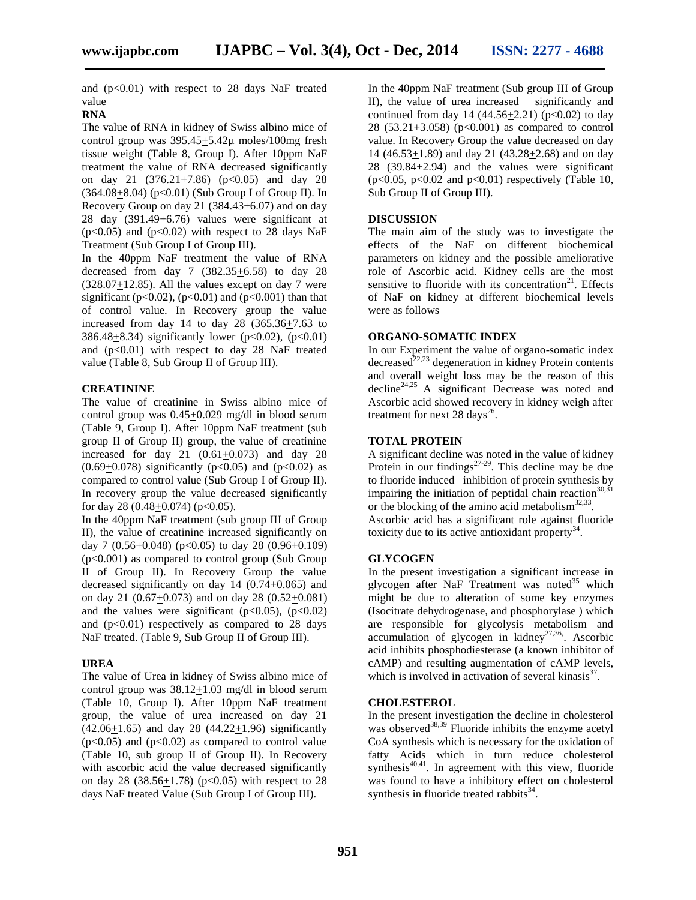and (p<0.01) with respect to 28 days NaF treated value

**RNA**

The value of RNA in kidney of Swiss albino mice of control group was 395.45+5.42µ moles/100mg fresh tissue weight (Table 8, Group I). After 10ppm NaF treatment the value of RNA decreased significantly on day 21 (376.21+7.86) (p<0.05) and day 28 (364.08+8.04) (p<0.01) (Sub Group I of Group II). In Recovery Group on day 21 (384.43+6.07) and on day 28 day (391.49+6.76) values were significant at (p<0.05) and (p<0.02) with respect to 28 days NaF Treatment (Sub Group I of Group III).

In the 40ppm NaF treatment the value of RNA decreased from day 7 (382.35+6.58) to day 28 (328.07+12.85). All the values except on day 7 were significant (p<0.02), (p<0.01) and (p<0.001) than that of control value. In Recovery group the value increased from day 14 to day 28 (365.36+7.63 to 386.48+8.34) significantly lower (p<0.02), (p<0.01) and (p<0.01) with respect to day 28 NaF treated value (Table 8, Sub Group II of Group III).

## CREATININE

The value of creatinine in Swiss albino mice of control group was 0.45+0.029 mg/dl in blood serum (Table 9, Group I). After 10ppm NaF treatment (sub group II of Group II) group, the value of creatinine increased for day 21 (0.61+0.073) and day 28 (0.69+0.078) significantly (p<0.05) and (p<0.02) as compared to control value (Sub Group I of Group II). In recovery group the value decreased significantly for day 28 (0.48+0.074) (p<0.05).

In the 40ppm NaF treatment (sub group III of Group II), the value of creatinine increased significantly on day 7 (0.56+0.048) (p<0.05) to day 28 (0.96+0.109) (p<0.001) as compared to control group (Sub Group II of Group II). In Recovery Group the value decreased significantly on day 14 (0.74+0.065) and on day 21 (0.67+0.073) and on day 28 (0.52+0.081) and the values were significant (p<0.05), (p<0.02) and (p<0.01) respectively as compared to 28 days NaF treated. (Table 9, Sub Group II of Group III).

## UREA

The value of Urea in kidney of Swiss albino mice of control group was 38.12+1.03 mg/dl in blood serum (Table 10, Group I). After 10ppm NaF treatment group, the value of urea increased on day 21 (42.06+1.65) and day 28 (44.22+1.96) significantly (p<0.05) and (p<0.02) as compared to control value (Table 10, sub group II of Group II). In Recovery with ascorbic acid the value decreased significantly on day 28 (38.56+1.78) (p<0.05) with respect to 28 days NaF treated Value (Sub Group I of Group III).

In the 40ppm NaF treatment (Sub group III of Group II), the value of urea increased significantly and continued from day 14 (44.56+2.21) (p<0.02) to day 28 (53.21+3.058) (p<0.001) as compared to control value. In Recovery Group the value decreased on day 14 (46.53+1.89) and day 21 (43.28+2.68) and on day 28 (39.84+2.94) and the values were significant (p<0.05, p<0.02 and p<0.01) respectively (Table 10, Sub Group II of Group III).

## DISCUSSION

The main aim of the study was to investigate the effects of the NaF on different biochemical parameters on kidney and the possible ameliorative role of Ascorbic acid. Kidney cells are the most sensitive to fluoride with its concentration[21]. Effects of NaF on kidney at different biochemical levels were as follows

## ORGANO-SOMATIC INDEX

In our Experiment the value of organo-somatic index decreased[22,23] degeneration in kidney Protein contents and overall weight loss may be the reason of this decline[24,25] A significant Decrease was noted and Ascorbic acid showed recovery in kidney weigh after treatment for next 28 days[26].

## TOTAL PROTEIN

A significant decline was noted in the value of kidney Protein in our findings[27-29]. This decline may be due to fluoride induced inhibition of protein synthesis by impairing the initiation of peptidal chain reaction[30,31] or the blocking of the amino acid metabolism[32,33]. Ascorbic acid has a significant role against fluoride toxicity due to its active antioxidant property[34].

## GLYCOGEN

In the present investigation a significant increase in glycogen after NaF Treatment was noted[35] which might be due to alteration of some key enzymes (Isocitrate dehydrogenase, and phosphorylase ) which are responsible for glycolysis metabolism and accumulation of glycogen in kidney[27,36]. Ascorbic acid inhibits phosphodiesterase (a known inhibitor of cAMP) and resulting augmentation of cAMP levels, which is involved in activation of several kinasis[37].

## CHOLESTEROL

In the present investigation the decline in cholesterol was observed[38,39] Fluoride inhibits the enzyme acetyl CoA synthesis which is necessary for the oxidation of fatty Acids which in turn reduce cholesterol synthesis[40,41]. In agreement with this view, fluoride was found to have a inhibitory effect on cholesterol synthesis in fluoride treated rabbits[34].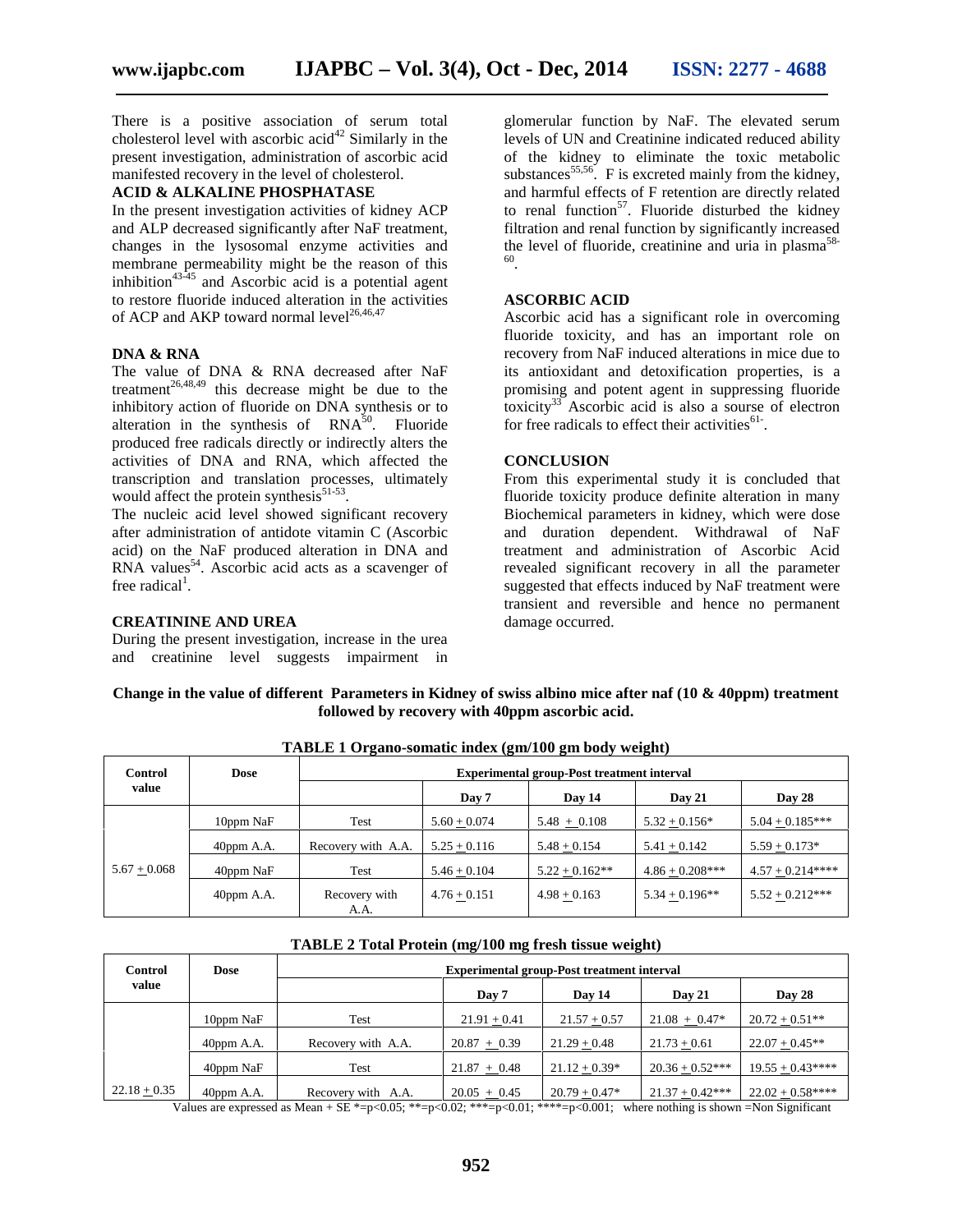There is a positive association of serum total cholesterol level with ascorbic acid[42] Similarly in the present investigation, administration of ascorbic acid manifested recovery in the level of cholesterol.

### ACID & ALKALINE PHOSPHATASE

In the present investigation activities of kidney ACP and ALP decreased significantly after NaF treatment, changes in the lysosomal enzyme activities and membrane permeability might be the reason of this inhibition[43-45] and Ascorbic acid is a potential agent to restore fluoride induced alteration in the activities of ACP and AKP toward normal level[26,46,47]

### DNA & RNA

The value of DNA & RNA decreased after NaF treatment[26,48,49] this decrease might be due to the inhibitory action of fluoride on DNA synthesis or to alteration in the synthesis of RNA[50]. Fluoride produced free radicals directly or indirectly alters the activities of DNA and RNA, which affected the transcription and translation processes, ultimately would affect the protein synthesis[51-53].

The nucleic acid level showed significant recovery after administration of antidote vitamin C (Ascorbic acid) on the NaF produced alteration in DNA and RNA values[54]. Ascorbic acid acts as a scavenger of free radical[1].

### CREATININE AND UREA

During the present investigation, increase in the urea and creatinine level suggests impairment in glomerular function by NaF. The elevated serum levels of UN and Creatinine indicated reduced ability of the kidney to eliminate the toxic metabolic substances[55,56]. F is excreted mainly from the kidney, and harmful effects of F retention are directly related to renal function[57]. Fluoride disturbed the kidney filtration and renal function by significantly increased the level of fluoride, creatinine and uria in plasma[58-60].

### ASCORBIC ACID

Ascorbic acid has a significant role in overcoming fluoride toxicity, and has an important role on recovery from NaF induced alterations in mice due to its antioxidant and detoxification properties, is a promising and potent agent in suppressing fluoride toxicity[33] Ascorbic acid is also a sourse of electron for free radicals to effect their activities[61-].

### CONCLUSION

From this experimental study it is concluded that fluoride toxicity produce definite alteration in many Biochemical parameters in kidney, which were dose and duration dependent. Withdrawal of NaF treatment and administration of Ascorbic Acid revealed significant recovery in all the parameter suggested that effects induced by NaF treatment were transient and reversible and hence no permanent damage occurred.

**Change in the value of different Parameters in Kidney of swiss albino mice after naf (10 & 40ppm) treatment followed by recovery with 40ppm ascorbic acid.**

**TABLE 1 Organo-somatic index (gm/100 gm body weight)**

| Control value | Dose | Experimental group-Post treatment interval | | | | |
|---|---|---|---|---|---|---|
| | | | Day 7 | Day 14 | Day 21 | Day 28 |
| 5.67 ± 0.068 | 10ppm NaF | Test | 5.60 ± 0.074 | 5.48 ± 0.108 | 5.32 ± 0.156* | 5.04 ± 0.185*** |
| | 40ppm A.A. | Recovery with A.A. | 5.25 ± 0.116 | 5.48 ± 0.154 | 5.41 ± 0.142 | 5.59 ± 0.173* |
| | 40ppm NaF | Test | 5.46 ± 0.104 | 5.22 ± 0.162** | 4.86 ± 0.208*** | 4.57 ± 0.214**** |
| | 40ppm A.A. | Recovery with A.A. | 4.76 ± 0.151 | 4.98 ± 0.163 | 5.34 ± 0.196** | 5.52 ± 0.212*** |

**TABLE 2 Total Protein (mg/100 mg fresh tissue weight)**

| Control value | Dose | Experimental group-Post treatment interval | | | | |
|---|---|---|---|---|---|---|
| | | | Day 7 | Day 14 | Day 21 | Day 28 |
| 22.18 ± 0.35 | 10ppm NaF | Test | 21.91 ± 0.41 | 21.57 ± 0.57 | 21.08 ± 0.47* | 20.72 ± 0.51** |
| | 40ppm A.A. | Recovery with A.A. | 20.87 ± 0.39 | 21.29 ± 0.48 | 21.73 ± 0.61 | 22.07 ± 0.45** |
| | 40ppm NaF | Test | 21.87 ± 0.48 | 21.12 ± 0.39* | 20.36 ± 0.52*** | 19.55 ± 0.43**** |
| | 40ppm A.A. | Recovery with A.A. | 20.05 ± 0.45 | 20.79 ± 0.47* | 21.37 ± 0.42*** | 22.02 ± 0.58**** |

Values are expressed as Mean + SE *=p<0.05; **=p<0.02; ***=p<0.01; ****=p<0.001; where nothing is shown =Non Significant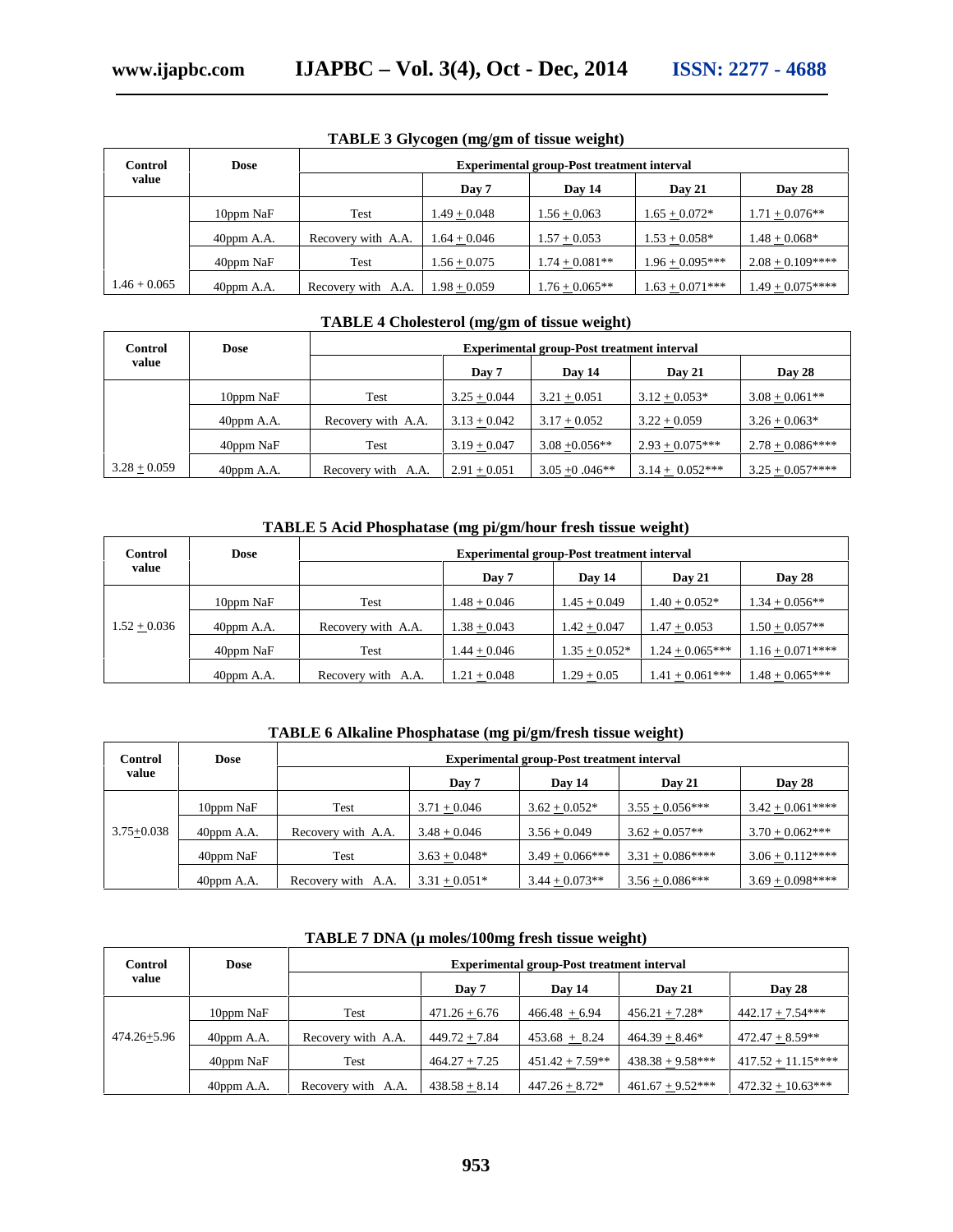**TABLE 3 Glycogen (mg/gm of tissue weight)**

| Control value | Dose | Experimental group-Post treatment interval | | | | |
|---|---|---|---|---|---|---|
| | | | Day 7 | Day 14 | Day 21 | Day 28 |
| | 10ppm NaF | Test | 1.49 + 0.048 | 1.56 + 0.063 | 1.65 + 0.072* | 1.71 + 0.076** |
| | 40ppm A.A. | Recovery with A.A. | 1.64 + 0.046 | 1.57 + 0.053 | 1.53 + 0.058* | 1.48 + 0.068* |
| | 40ppm NaF | Test | 1.56 + 0.075 | 1.74 + 0.081** | 1.96 + 0.095*** | 2.08 + 0.109**** |
| 1.46 + 0.065 | 40ppm A.A. | Recovery with A.A. | 1.98 + 0.059 | 1.76 + 0.065** | 1.63 + 0.071*** | 1.49 + 0.075**** |

**TABLE 4 Cholesterol (mg/gm of tissue weight)**

| Control value | Dose | Experimental group-Post treatment interval | | | | |
|---|---|---|---|---|---|---|
| | | | Day 7 | Day 14 | Day 21 | Day 28 |
| | 10ppm NaF | Test | 3.25 + 0.044 | 3.21 + 0.051 | 3.12 + 0.053* | 3.08 + 0.061** |
| | 40ppm A.A. | Recovery with A.A. | 3.13 + 0.042 | 3.17 + 0.052 | 3.22 + 0.059 | 3.26 + 0.063* |
| | 40ppm NaF | Test | 3.19 + 0.047 | 3.08 +0.056** | 2.93 + 0.075*** | 2.78 + 0.086**** |
| 3.28 + 0.059 | 40ppm A.A. | Recovery with A.A. | 2.91 + 0.051 | 3.05 +0 .046** | 3.14 + 0.052*** | 3.25 + 0.057**** |

**TABLE 5 Acid Phosphatase (mg pi/gm/hour fresh tissue weight)**

| Control value | Dose | Experimental group-Post treatment interval | | | | |
|---|---|---|---|---|---|---|
| | | | Day 7 | Day 14 | Day 21 | Day 28 |
| | 10ppm NaF | Test | 1.48 + 0.046 | 1.45 + 0.049 | 1.40 + 0.052* | 1.34 + 0.056** |
| 1.52 + 0.036 | 40ppm A.A. | Recovery with A.A. | 1.38 + 0.043 | 1.42 + 0.047 | 1.47 + 0.053 | 1.50 + 0.057** |
| | 40ppm NaF | Test | 1.44 + 0.046 | 1.35 + 0.052* | 1.24 + 0.065*** | 1.16 + 0.071**** |
| | 40ppm A.A. | Recovery with A.A. | 1.21 + 0.048 | 1.29 + 0.05 | 1.41 + 0.061*** | 1.48 + 0.065*** |

**TABLE 6 Alkaline Phosphatase (mg pi/gm/fresh tissue weight)**

| Control value | Dose | Experimental group-Post treatment interval | | | | |
|---|---|---|---|---|---|---|
| | | | Day 7 | Day 14 | Day 21 | Day 28 |
| | 10ppm NaF | Test | 3.71 + 0.046 | 3.62 + 0.052* | 3.55 + 0.056*** | 3.42 + 0.061**** |
| 3.75+0.038 | 40ppm A.A. | Recovery with A.A. | 3.48 + 0.046 | 3.56 + 0.049 | 3.62 + 0.057** | 3.70 + 0.062*** |
| | 40ppm NaF | Test | 3.63 + 0.048* | 3.49 + 0.066*** | 3.31 + 0.086**** | 3.06 + 0.112**** |
| | 40ppm A.A. | Recovery with A.A. | 3.31 + 0.051* | 3.44 + 0.073** | 3.56 + 0.086*** | 3.69 + 0.098**** |

**TABLE 7 DNA (μ moles/100mg fresh tissue weight)**

| Control value | Dose | Experimental group-Post treatment interval | | | | |
|---|---|---|---|---|---|---|
| | | | Day 7 | Day 14 | Day 21 | Day 28 |
| | 10ppm NaF | Test | 471.26 + 6.76 | 466.48 + 6.94 | 456.21 + 7.28* | 442.17 + 7.54*** |
| 474.26+5.96 | 40ppm A.A. | Recovery with A.A. | 449.72 + 7.84 | 453.68 + 8.24 | 464.39 + 8.46* | 472.47 + 8.59** |
| | 40ppm NaF | Test | 464.27 + 7.25 | 451.42 + 7.59** | 438.38 + 9.58*** | 417.52 + 11.15**** |
| | 40ppm A.A. | Recovery with A.A. | 438.58 + 8.14 | 447.26 + 8.72* | 461.67 + 9.52*** | 472.32 + 10.63*** |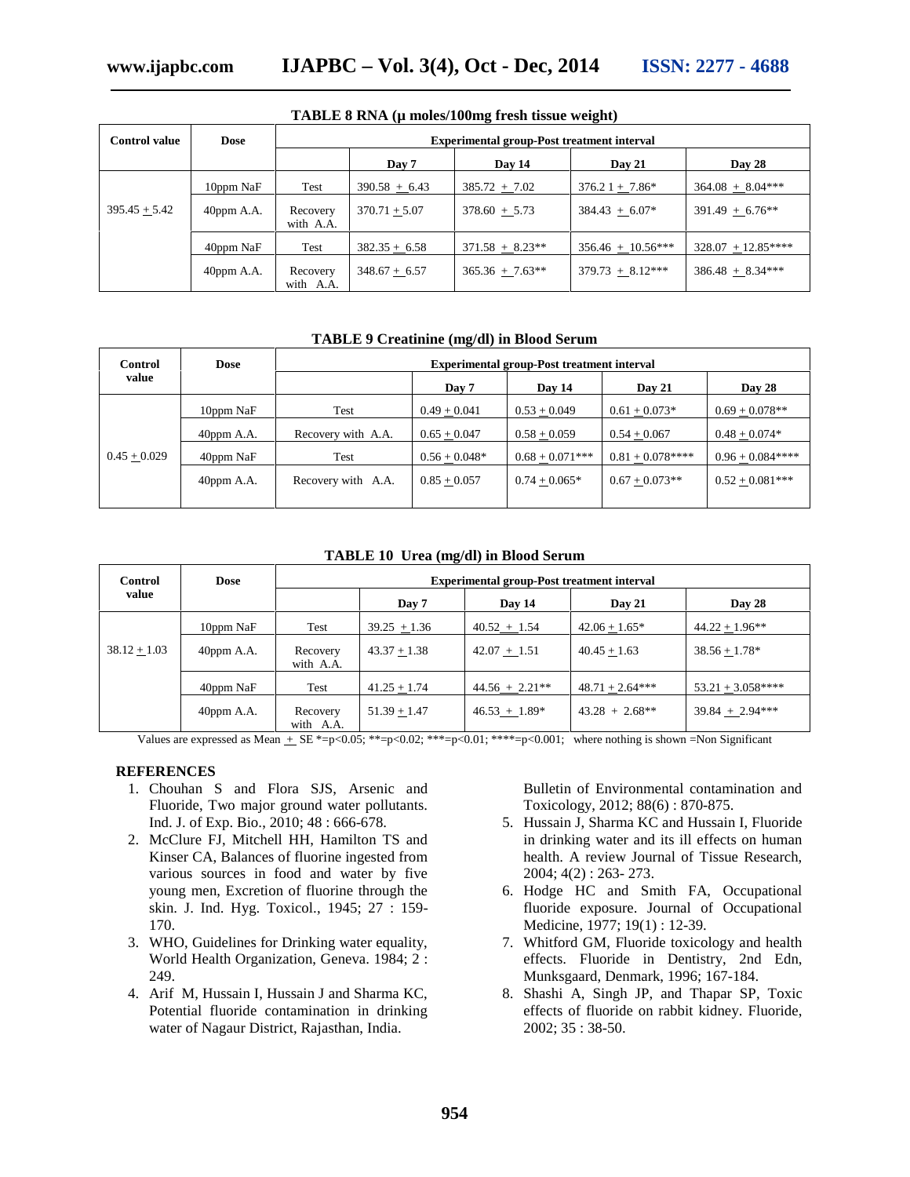**TABLE 8 RNA (μ moles/100mg fresh tissue weight)**

| Control value | Dose | Experimental group-Post treatment interval | | | | |
|---|---|---|---|---|---|---|
| | | | Day 7 | Day 14 | Day 21 | Day 28 |
| 395.45 ± 5.42 | 10ppm NaF | Test | 390.58 ± 6.43 | 385.72 ± 7.02 | 376.2 1 ± 7.86* | 364.08 ± 8.04*** |
| | 40ppm A.A. | Recovery with A.A. | 370.71 ± 5.07 | 378.60 ± 5.73 | 384.43 ± 6.07* | 391.49 ± 6.76** |
| | 40ppm NaF | Test | 382.35 ± 6.58 | 371.58 ± 8.23** | 356.46 ± 10.56*** | 328.07 ± 12.85**** |
| | 40ppm A.A. | Recovery with A.A. | 348.67 ± 6.57 | 365.36 ± 7.63** | 379.73 ± 8.12*** | 386.48 ± 8.34*** |

**TABLE 9 Creatinine (mg/dl) in Blood Serum**

| Control value | Dose | Experimental group-Post treatment interval | | | | |
|---|---|---|---|---|---|---|
| | | | Day 7 | Day 14 | Day 21 | Day 28 |
| 0.45 ± 0.029 | 10ppm NaF | Test | 0.49 ± 0.041 | 0.53 ± 0.049 | 0.61 ± 0.073* | 0.69 ± 0.078** |
| | 40ppm A.A. | Recovery with A.A. | 0.65 ± 0.047 | 0.58 ± 0.059 | 0.54 ± 0.067 | 0.48 ± 0.074* |
| | 40ppm NaF | Test | 0.56 ± 0.048* | 0.68 ± 0.071*** | 0.81 ± 0.078**** | 0.96 ± 0.084**** |
| | 40ppm A.A. | Recovery with A.A. | 0.85 ± 0.057 | 0.74 ± 0.065* | 0.67 ± 0.073** | 0.52 ± 0.081*** |

**TABLE 10 Urea (mg/dl) in Blood Serum**

| Control value | Dose | Experimental group-Post treatment interval | | | | |
|---|---|---|---|---|---|---|
| | | | Day 7 | Day 14 | Day 21 | Day 28 |
| 38.12 ± 1.03 | 10ppm NaF | Test | 39.25 ± 1.36 | 40.52 ± 1.54 | 42.06 ± 1.65* | 44.22 ± 1.96** |
| | 40ppm A.A. | Recovery with A.A. | 43.37 ± 1.38 | 42.07 ± 1.51 | 40.45 ± 1.63 | 38.56 ± 1.78* |
| | 40ppm NaF | Test | 41.25 ± 1.74 | 44.56 ± 2.21** | 48.71 ± 2.64*** | 53.21 ± 3.058**** |
| | 40ppm A.A. | Recovery with A.A. | 51.39 ± 1.47 | 46.53 ± 1.89* | 43.28 + 2.68** | 39.84 ± 2.94*** |

Values are expressed as Mean ± SE *=p<0.05; **=p<0.02; ***=p<0.01; ****=p<0.001; where nothing is shown =Non Significant

## REFERENCES

1. Chouhan S and Flora SJS, Arsenic and Fluoride, Two major ground water pollutants. Ind. J. of Exp. Bio., 2010; 48 : 666-678.
2. McClure FJ, Mitchell HH, Hamilton TS and Kinser CA, Balances of fluorine ingested from various sources in food and water by five young men, Excretion of fluorine through the skin. J. Ind. Hyg. Toxicol., 1945; 27 : 159-170.
3. WHO, Guidelines for Drinking water equality, World Health Organization, Geneva. 1984; 2 : 249.
4. Arif M, Hussain I, Hussain J and Sharma KC, Potential fluoride contamination in drinking water of Nagaur District, Rajasthan, India. Bulletin of Environmental contamination and Toxicology, 2012; 88(6) : 870-875.
5. Hussain J, Sharma KC and Hussain I, Fluoride in drinking water and its ill effects on human health. A review Journal of Tissue Research, 2004; 4(2) : 263- 273.
6. Hodge HC and Smith FA, Occupational fluoride exposure. Journal of Occupational Medicine, 1977; 19(1) : 12-39.
7. Whitford GM, Fluoride toxicology and health effects. Fluoride in Dentistry, 2nd Edn, Munksgaard, Denmark, 1996; 167-184.
8. Shashi A, Singh JP, and Thapar SP, Toxic effects of fluoride on rabbit kidney. Fluoride, 2002; 35 : 38-50.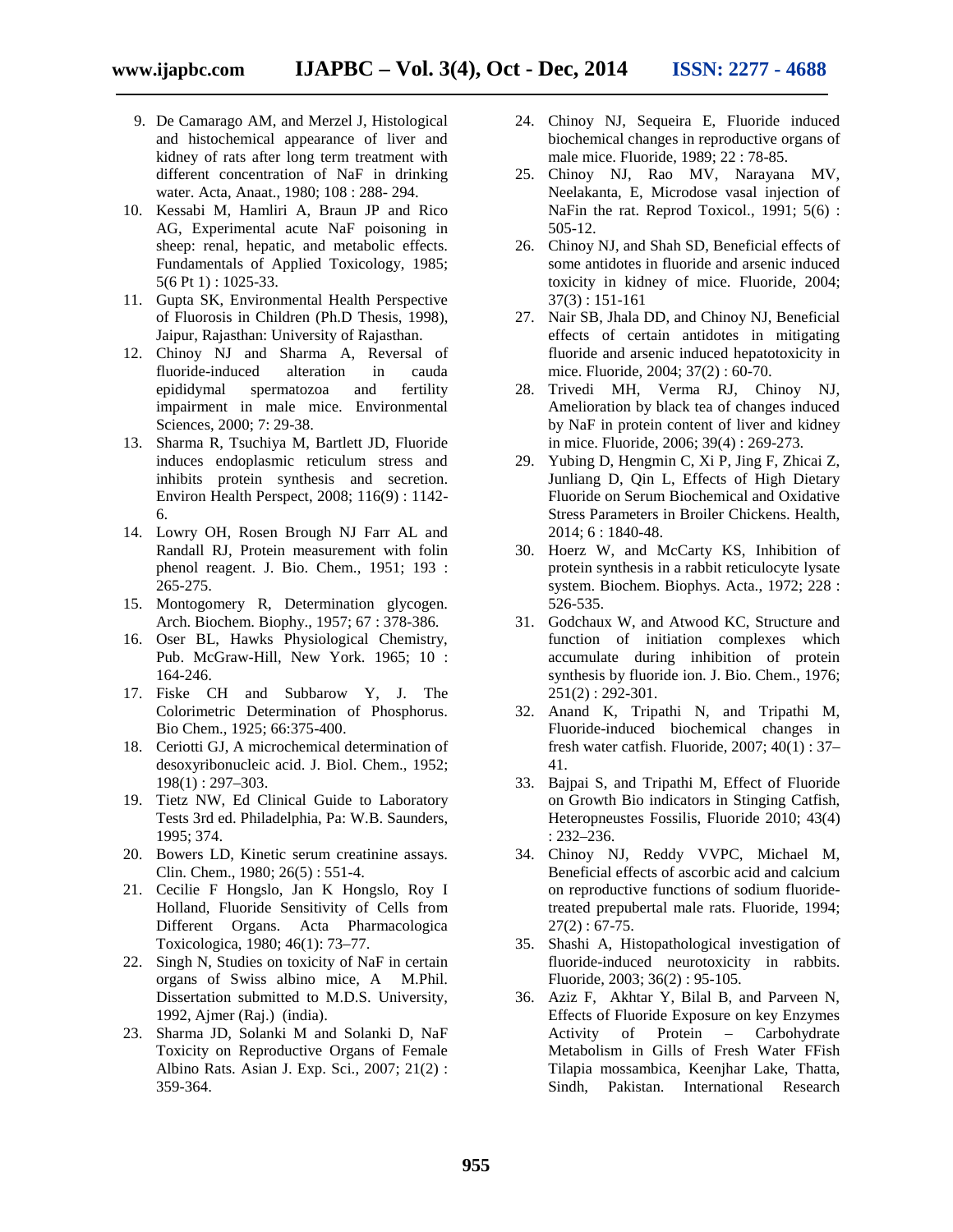9. De Camarago AM, and Merzel J, Histological and histochemical appearance of liver and kidney of rats after long term treatment with different concentration of NaF in drinking water. Acta, Anaat., 1980; 108 : 288- 294.
10. Kessabi M, Hamliri A, Braun JP and Rico AG, Experimental acute NaF poisoning in sheep: renal, hepatic, and metabolic effects. Fundamentals of Applied Toxicology, 1985; 5(6 Pt 1) : 1025-33.
11. Gupta SK, Environmental Health Perspective of Fluorosis in Children (Ph.D Thesis, 1998), Jaipur, Rajasthan: University of Rajasthan.
12. Chinoy NJ and Sharma A, Reversal of fluoride-induced alteration in cauda epididymal spermatozoa and fertility impairment in male mice. Environmental Sciences, 2000; 7: 29-38.
13. Sharma R, Tsuchiya M, Bartlett JD, Fluoride induces endoplasmic reticulum stress and inhibits protein synthesis and secretion. Environ Health Perspect, 2008; 116(9) : 1142-6.
14. Lowry OH, Rosen Brough NJ Farr AL and Randall RJ, Protein measurement with folin phenol reagent. J. Bio. Chem., 1951; 193 : 265-275.
15. Montogomery R, Determination glycogen. Arch. Biochem. Biophy., 1957; 67 : 378-386.
16. Oser BL, Hawks Physiological Chemistry, Pub. McGraw-Hill, New York. 1965; 10 : 164-246.
17. Fiske CH and Subbarow Y, J. The Colorimetric Determination of Phosphorus. Bio Chem., 1925; 66:375-400.
18. Ceriotti GJ, A microchemical determination of desoxyribonucleic acid. J. Biol. Chem., 1952; 198(1) : 297–303.
19. Tietz NW, Ed Clinical Guide to Laboratory Tests 3rd ed. Philadelphia, Pa: W.B. Saunders, 1995; 374.
20. Bowers LD, Kinetic serum creatinine assays. Clin. Chem., 1980; 26(5) : 551-4.
21. Cecilie F Hongslo, Jan K Hongslo, Roy I Holland, Fluoride Sensitivity of Cells from Different Organs. Acta Pharmacologica Toxicologica, 1980; 46(1): 73–77.
22. Singh N, Studies on toxicity of NaF in certain organs of Swiss albino mice, A M.Phil. Dissertation submitted to M.D.S. University, 1992, Ajmer (Raj.) (india).
23. Sharma JD, Solanki M and Solanki D, NaF Toxicity on Reproductive Organs of Female Albino Rats. Asian J. Exp. Sci., 2007; 21(2) : 359-364.
24. Chinoy NJ, Sequeira E, Fluoride induced biochemical changes in reproductive organs of male mice. Fluoride, 1989; 22 : 78-85.
25. Chinoy NJ, Rao MV, Narayana MV, Neelakanta, E, Microdose vasal injection of NaFin the rat. Reprod Toxicol., 1991; 5(6) : 505-12.
26. Chinoy NJ, and Shah SD, Beneficial effects of some antidotes in fluoride and arsenic induced toxicity in kidney of mice. Fluoride, 2004; 37(3) : 151-161
27. Nair SB, Jhala DD, and Chinoy NJ, Beneficial effects of certain antidotes in mitigating fluoride and arsenic induced hepatotoxicity in mice. Fluoride, 2004; 37(2) : 60-70.
28. Trivedi MH, Verma RJ, Chinoy NJ, Amelioration by black tea of changes induced by NaF in protein content of liver and kidney in mice. Fluoride, 2006; 39(4) : 269-273.
29. Yubing D, Hengmin C, Xi P, Jing F, Zhicai Z, Junliang D, Qin L, Effects of High Dietary Fluoride on Serum Biochemical and Oxidative Stress Parameters in Broiler Chickens. Health, 2014; 6 : 1840-48.
30. Hoerz W, and McCarty KS, Inhibition of protein synthesis in a rabbit reticulocyte lysate system. Biochem. Biophys. Acta., 1972; 228 : 526-535.
31. Godchaux W, and Atwood KC, Structure and function of initiation complexes which accumulate during inhibition of protein synthesis by fluoride ion. J. Bio. Chem., 1976; 251(2) : 292-301.
32. Anand K, Tripathi N, and Tripathi M, Fluoride-induced biochemical changes in fresh water catfish. Fluoride, 2007; 40(1) : 37–41.
33. Bajpai S, and Tripathi M, Effect of Fluoride on Growth Bio indicators in Stinging Catfish, Heteropneustes Fossilis, Fluoride 2010; 43(4) : 232–236.
34. Chinoy NJ, Reddy VVPC, Michael M, Beneficial effects of ascorbic acid and calcium on reproductive functions of sodium fluoride-treated prepubertal male rats. Fluoride, 1994; 27(2) : 67-75.
35. Shashi A, Histopathological investigation of fluoride-induced neurotoxicity in rabbits. Fluoride, 2003; 36(2) : 95-105.
36. Aziz F, Akhtar Y, Bilal B, and Parveen N, Effects of Fluoride Exposure on key Enzymes Activity of Protein – Carbohydrate Metabolism in Gills of Fresh Water FFish Tilapia mossambica, Keenjhar Lake, Thatta, Sindh, Pakistan. International Research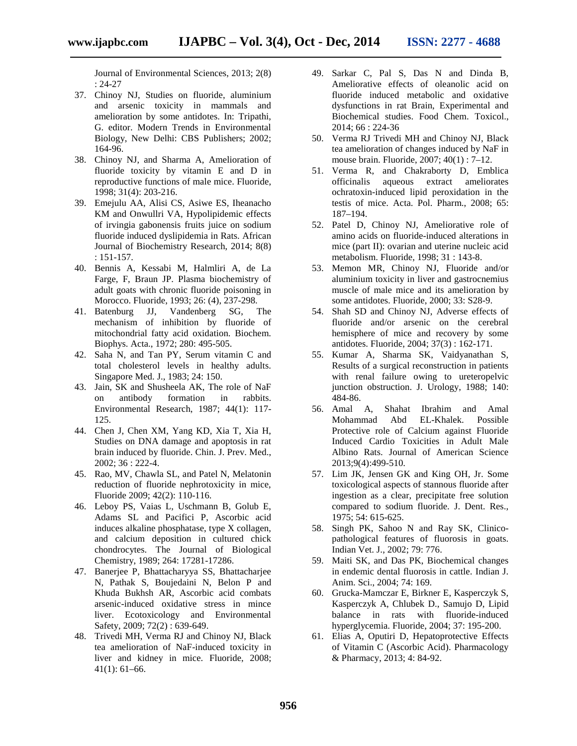Journal of Environmental Sciences, 2013; 2(8) : 24-27

37. Chinoy NJ, Studies on fluoride, aluminium and arsenic toxicity in mammals and amelioration by some antidotes. In: Tripathi, G. editor. Modern Trends in Environmental Biology, New Delhi: CBS Publishers; 2002; 164-96.
38. Chinoy NJ, and Sharma A, Amelioration of fluoride toxicity by vitamin E and D in reproductive functions of male mice. Fluoride, 1998; 31(4): 203-216.
39. Emejulu AA, Alisi CS, Asiwe ES, Iheanacho KM and Onwullri VA, Hypolipidemic effects of irvingia gabonensis fruits juice on sodium fluoride induced dyslipidemia in Rats. African Journal of Biochemistry Research, 2014; 8(8) : 151-157.
40. Bennis A, Kessabi M, Halmliri A, de La Farge, F, Braun JP. Plasma biochemistry of adult goats with chronic fluoride poisoning in Morocco. Fluoride, 1993; 26: (4), 237-298.
41. Batenburg JJ, Vandenberg SG, The mechanism of inhibition by fluoride of mitochondrial fatty acid oxidation. Biochem. Biophys. Acta., 1972; 280: 495-505.
42. Saha N, and Tan PY, Serum vitamin C and total cholesterol levels in healthy adults. Singapore Med. J., 1983; 24: 150.
43. Jain, SK and Shusheela AK, The role of NaF on antibody formation in rabbits. Environmental Research, 1987; 44(1): 117-125.
44. Chen J, Chen XM, Yang KD, Xia T, Xia H, Studies on DNA damage and apoptosis in rat brain induced by fluoride. Chin. J. Prev. Med., 2002; 36 : 222-4.
45. Rao, MV, Chawla SL, and Patel N, Melatonin reduction of fluoride nephrotoxicity in mice, Fluoride 2009; 42(2): 110-116.
46. Leboy PS, Vaias L, Uschmann B, Golub E, Adams SL and Pacifici P, Ascorbic acid induces alkaline phosphatase, type X collagen, and calcium deposition in cultured chick chondrocytes. The Journal of Biological Chemistry, 1989; 264: 17281-17286.
47. Banerjee P, Bhattacharyya SS, Bhattacharjee N, Pathak S, Boujedaini N, Belon P and Khuda Bukhsh AR, Ascorbic acid combats arsenic-induced oxidative stress in mince liver. Ecotoxicology and Environmental Safety, 2009; 72(2) : 639-649.
48. Trivedi MH, Verma RJ and Chinoy NJ, Black tea amelioration of NaF-induced toxicity in liver and kidney in mice. Fluoride, 2008; 41(1): 61–66.
49. Sarkar C, Pal S, Das N and Dinda B, Ameliorative effects of oleanolic acid on fluoride induced metabolic and oxidative dysfunctions in rat Brain, Experimental and Biochemical studies. Food Chem. Toxicol., 2014; 66 : 224-36
50. Verma RJ Trivedi MH and Chinoy NJ, Black tea amelioration of changes induced by NaF in mouse brain. Fluoride, 2007; 40(1) : 7–12.
51. Verma R, and Chakraborty D, Emblica officinalis aqueous extract ameliorates ochratoxin-induced lipid peroxidation in the testis of mice. Acta. Pol. Pharm., 2008; 65: 187–194.
52. Patel D, Chinoy NJ, Ameliorative role of amino acids on fluoride-induced alterations in mice (part II): ovarian and uterine nucleic acid metabolism. Fluoride, 1998; 31 : 143-8.
53. Memon MR, Chinoy NJ, Fluoride and/or aluminium toxicity in liver and gastrocnemius muscle of male mice and its amelioration by some antidotes. Fluoride, 2000; 33: S28-9.
54. Shah SD and Chinoy NJ, Adverse effects of fluoride and/or arsenic on the cerebral hemisphere of mice and recovery by some antidotes. Fluoride, 2004; 37(3) : 162-171.
55. Kumar A, Sharma SK, Vaidyanathan S, Results of a surgical reconstruction in patients with renal failure owing to ureteropelvic junction obstruction. J. Urology, 1988; 140: 484-86.
56. Amal A, Shahat Ibrahim and Amal Mohammad Abd EL-Khalek. Possible Protective role of Calcium against Fluoride Induced Cardio Toxicities in Adult Male Albino Rats. Journal of American Science 2013;9(4):499-510.
57. Lim JK, Jensen GK and King OH, Jr. Some toxicological aspects of stannous fluoride after ingestion as a clear, precipitate free solution compared to sodium fluoride. J. Dent. Res., 1975; 54: 615-625.
58. Singh PK, Sahoo N and Ray SK, Clinico-pathological features of fluorosis in goats. Indian Vet. J., 2002; 79: 776.
59. Maiti SK, and Das PK, Biochemical changes in endemic dental fluorosis in cattle. Indian J. Anim. Sci., 2004; 74: 169.
60. Grucka-Mamczar E, Birkner E, Kasperczyk S, Kasperczyk A, Chlubek D., Samujo D, Lipid balance in rats with fluoride-induced hyperglycemia. Fluoride, 2004; 37: 195-200.
61. Elias A, Oputiri D, Hepatoprotective Effects of Vitamin C (Ascorbic Acid). Pharmacology & Pharmacy, 2013; 4: 84-92.